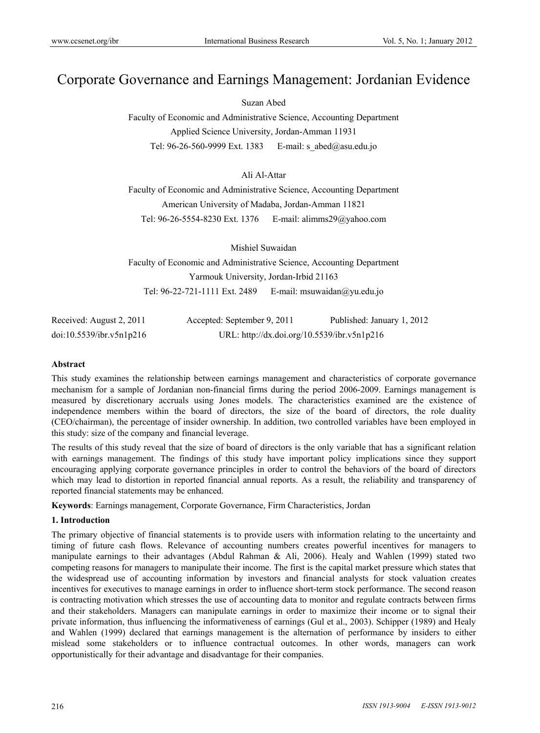# Corporate Governance and Earnings Management: Jordanian Evidence

Suzan Abed

Faculty of Economic and Administrative Science, Accounting Department

Applied Science University, Jordan-Amman 11931

Tel: 96-26-560-9999 Ext. 1383 E-mail: s_abed@asu.edu.jo

Ali Al-Attar

Faculty of Economic and Administrative Science, Accounting Department

American University of Madaba, Jordan-Amman 11821

Tel: 96-26-5554-8230 Ext. 1376 E-mail: alimms29@yahoo.com

Mishiel Suwaidan

Faculty of Economic and Administrative Science, Accounting Department

Yarmouk University, Jordan-Irbid 21163

Tel: 96-22-721-1111 Ext. 2489 E-mail: msuwaidan@yu.edu.jo

Received: August 2, 2011 Accepted: September 9, 2011 Published: January 1, 2012

doi:10.5539/ibr.v5n1p216 URL: http://dx.doi.org/10.5539/ibr.v5n1p216

**Abstract**

This study examines the relationship between earnings management and characteristics of corporate governance mechanism for a sample of Jordanian non-financial firms during the period 2006-2009. Earnings management is measured by discretionary accruals using Jones models. The characteristics examined are the existence of independence members within the board of directors, the size of the board of directors, the role duality (CEO/chairman), the percentage of insider ownership. In addition, two controlled variables have been employed in this study: size of the company and financial leverage.

The results of this study reveal that the size of board of directors is the only variable that has a significant relation with earnings management. The findings of this study have important policy implications since they support encouraging applying corporate governance principles in order to control the behaviors of the board of directors which may lead to distortion in reported financial annual reports. As a result, the reliability and transparency of reported financial statements may be enhanced.

**Keywords**: Earnings management, Corporate Governance, Firm Characteristics, Jordan

## 1. Introduction

The primary objective of financial statements is to provide users with information relating to the uncertainty and timing of future cash flows. Relevance of accounting numbers creates powerful incentives for managers to manipulate earnings to their advantages (Abdul Rahman & Ali, 2006). Healy and Wahlen (1999) stated two competing reasons for managers to manipulate their income. The first is the capital market pressure which states that the widespread use of accounting information by investors and financial analysts for stock valuation creates incentives for executives to manage earnings in order to influence short-term stock performance. The second reason is contracting motivation which stresses the use of accounting data to monitor and regulate contracts between firms and their stakeholders. Managers can manipulate earnings in order to maximize their income or to signal their private information, thus influencing the informativeness of earnings (Gul et al., 2003). Schipper (1989) and Healy and Wahlen (1999) declared that earnings management is the alternation of performance by insiders to either mislead some stakeholders or to influence contractual outcomes. In other words, managers can work opportunistically for their advantage and disadvantage for their companies.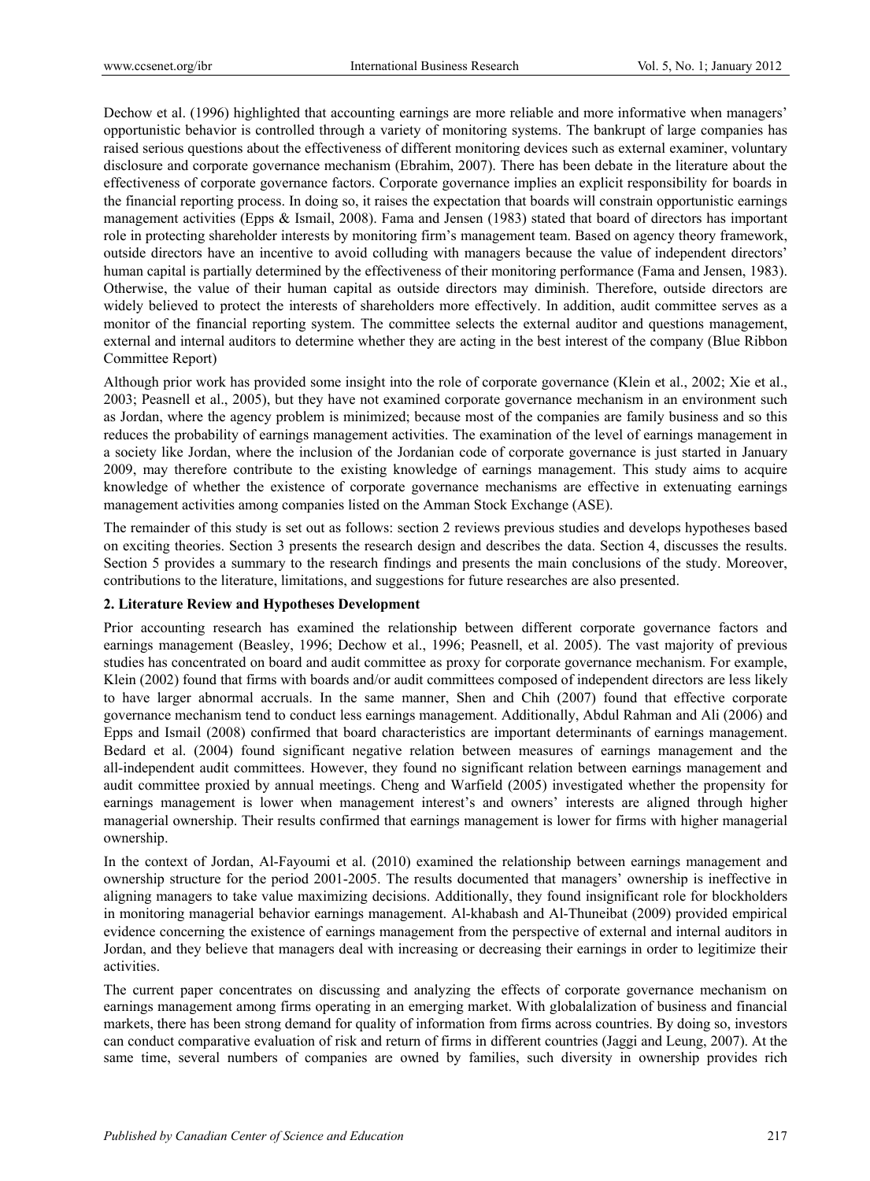Dechow et al. (1996) highlighted that accounting earnings are more reliable and more informative when managers' opportunistic behavior is controlled through a variety of monitoring systems. The bankrupt of large companies has raised serious questions about the effectiveness of different monitoring devices such as external examiner, voluntary disclosure and corporate governance mechanism (Ebrahim, 2007). There has been debate in the literature about the effectiveness of corporate governance factors. Corporate governance implies an explicit responsibility for boards in the financial reporting process. In doing so, it raises the expectation that boards will constrain opportunistic earnings management activities (Epps & Ismail, 2008). Fama and Jensen (1983) stated that board of directors has important role in protecting shareholder interests by monitoring firm's management team. Based on agency theory framework, outside directors have an incentive to avoid colluding with managers because the value of independent directors' human capital is partially determined by the effectiveness of their monitoring performance (Fama and Jensen, 1983). Otherwise, the value of their human capital as outside directors may diminish. Therefore, outside directors are widely believed to protect the interests of shareholders more effectively. In addition, audit committee serves as a monitor of the financial reporting system. The committee selects the external auditor and questions management, external and internal auditors to determine whether they are acting in the best interest of the company (Blue Ribbon Committee Report)

Although prior work has provided some insight into the role of corporate governance (Klein et al., 2002; Xie et al., 2003; Peasnell et al., 2005), but they have not examined corporate governance mechanism in an environment such as Jordan, where the agency problem is minimized; because most of the companies are family business and so this reduces the probability of earnings management activities. The examination of the level of earnings management in a society like Jordan, where the inclusion of the Jordanian code of corporate governance is just started in January 2009, may therefore contribute to the existing knowledge of earnings management. This study aims to acquire knowledge of whether the existence of corporate governance mechanisms are effective in extenuating earnings management activities among companies listed on the Amman Stock Exchange (ASE).

The remainder of this study is set out as follows: section 2 reviews previous studies and develops hypotheses based on exciting theories. Section 3 presents the research design and describes the data. Section 4, discusses the results. Section 5 provides a summary to the research findings and presents the main conclusions of the study. Moreover, contributions to the literature, limitations, and suggestions for future researches are also presented.

## 2. Literature Review and Hypotheses Development

Prior accounting research has examined the relationship between different corporate governance factors and earnings management (Beasley, 1996; Dechow et al., 1996; Peasnell, et al. 2005). The vast majority of previous studies has concentrated on board and audit committee as proxy for corporate governance mechanism. For example, Klein (2002) found that firms with boards and/or audit committees composed of independent directors are less likely to have larger abnormal accruals. In the same manner, Shen and Chih (2007) found that effective corporate governance mechanism tend to conduct less earnings management. Additionally, Abdul Rahman and Ali (2006) and Epps and Ismail (2008) confirmed that board characteristics are important determinants of earnings management. Bedard et al. (2004) found significant negative relation between measures of earnings management and the all-independent audit committees. However, they found no significant relation between earnings management and audit committee proxied by annual meetings. Cheng and Warfield (2005) investigated whether the propensity for earnings management is lower when management interest's and owners' interests are aligned through higher managerial ownership. Their results confirmed that earnings management is lower for firms with higher managerial ownership.

In the context of Jordan, Al-Fayoumi et al. (2010) examined the relationship between earnings management and ownership structure for the period 2001-2005. The results documented that managers' ownership is ineffective in aligning managers to take value maximizing decisions. Additionally, they found insignificant role for blockholders in monitoring managerial behavior earnings management. Al-khabash and Al-Thuneibat (2009) provided empirical evidence concerning the existence of earnings management from the perspective of external and internal auditors in Jordan, and they believe that managers deal with increasing or decreasing their earnings in order to legitimize their activities.

The current paper concentrates on discussing and analyzing the effects of corporate governance mechanism on earnings management among firms operating in an emerging market. With globalalization of business and financial markets, there has been strong demand for quality of information from firms across countries. By doing so, investors can conduct comparative evaluation of risk and return of firms in different countries (Jaggi and Leung, 2007). At the same time, several numbers of companies are owned by families, such diversity in ownership provides rich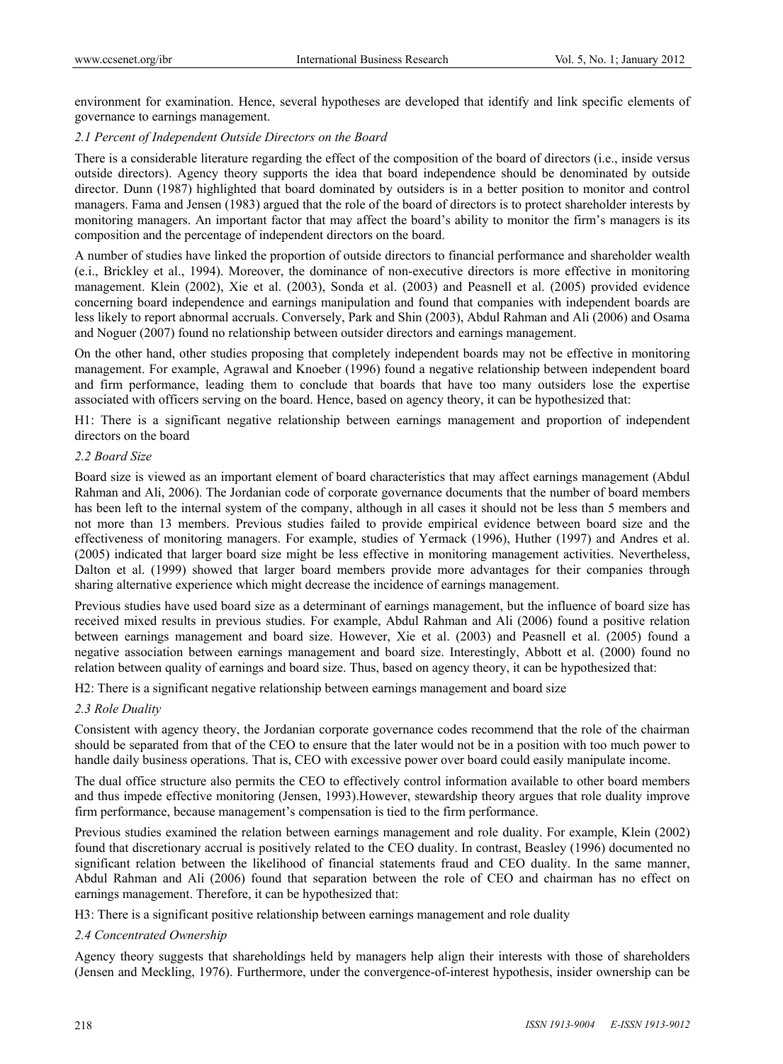environment for examination. Hence, several hypotheses are developed that identify and link specific elements of governance to earnings management.

### *2.1 Percent of Independent Outside Directors on the Board*

There is a considerable literature regarding the effect of the composition of the board of directors (i.e., inside versus outside directors). Agency theory supports the idea that board independence should be denominated by outside director. Dunn (1987) highlighted that board dominated by outsiders is in a better position to monitor and control managers. Fama and Jensen (1983) argued that the role of the board of directors is to protect shareholder interests by monitoring managers. An important factor that may affect the board's ability to monitor the firm's managers is its composition and the percentage of independent directors on the board.

A number of studies have linked the proportion of outside directors to financial performance and shareholder wealth (e.i., Brickley et al., 1994). Moreover, the dominance of non-executive directors is more effective in monitoring management. Klein (2002), Xie et al. (2003), Sonda et al. (2003) and Peasnell et al. (2005) provided evidence concerning board independence and earnings manipulation and found that companies with independent boards are less likely to report abnormal accruals. Conversely, Park and Shin (2003), Abdul Rahman and Ali (2006) and Osama and Noguer (2007) found no relationship between outsider directors and earnings management.

On the other hand, other studies proposing that completely independent boards may not be effective in monitoring management. For example, Agrawal and Knoeber (1996) found a negative relationship between independent board and firm performance, leading them to conclude that boards that have too many outsiders lose the expertise associated with officers serving on the board. Hence, based on agency theory, it can be hypothesized that:

H1: There is a significant negative relationship between earnings management and proportion of independent directors on the board

### *2.2 Board Size*

Board size is viewed as an important element of board characteristics that may affect earnings management (Abdul Rahman and Ali, 2006). The Jordanian code of corporate governance documents that the number of board members has been left to the internal system of the company, although in all cases it should not be less than 5 members and not more than 13 members. Previous studies failed to provide empirical evidence between board size and the effectiveness of monitoring managers. For example, studies of Yermack (1996), Huther (1997) and Andres et al. (2005) indicated that larger board size might be less effective in monitoring management activities. Nevertheless, Dalton et al. (1999) showed that larger board members provide more advantages for their companies through sharing alternative experience which might decrease the incidence of earnings management.

Previous studies have used board size as a determinant of earnings management, but the influence of board size has received mixed results in previous studies. For example, Abdul Rahman and Ali (2006) found a positive relation between earnings management and board size. However, Xie et al. (2003) and Peasnell et al. (2005) found a negative association between earnings management and board size. Interestingly, Abbott et al. (2000) found no relation between quality of earnings and board size. Thus, based on agency theory, it can be hypothesized that:

H2: There is a significant negative relationship between earnings management and board size

### *2.3 Role Duality*

Consistent with agency theory, the Jordanian corporate governance codes recommend that the role of the chairman should be separated from that of the CEO to ensure that the later would not be in a position with too much power to handle daily business operations. That is, CEO with excessive power over board could easily manipulate income.

The dual office structure also permits the CEO to effectively control information available to other board members and thus impede effective monitoring (Jensen, 1993).However, stewardship theory argues that role duality improve firm performance, because management's compensation is tied to the firm performance.

Previous studies examined the relation between earnings management and role duality. For example, Klein (2002) found that discretionary accrual is positively related to the CEO duality. In contrast, Beasley (1996) documented no significant relation between the likelihood of financial statements fraud and CEO duality. In the same manner, Abdul Rahman and Ali (2006) found that separation between the role of CEO and chairman has no effect on earnings management. Therefore, it can be hypothesized that:

H3: There is a significant positive relationship between earnings management and role duality

### *2.4 Concentrated Ownership*

Agency theory suggests that shareholdings held by managers help align their interests with those of shareholders (Jensen and Meckling, 1976). Furthermore, under the convergence-of-interest hypothesis, insider ownership can be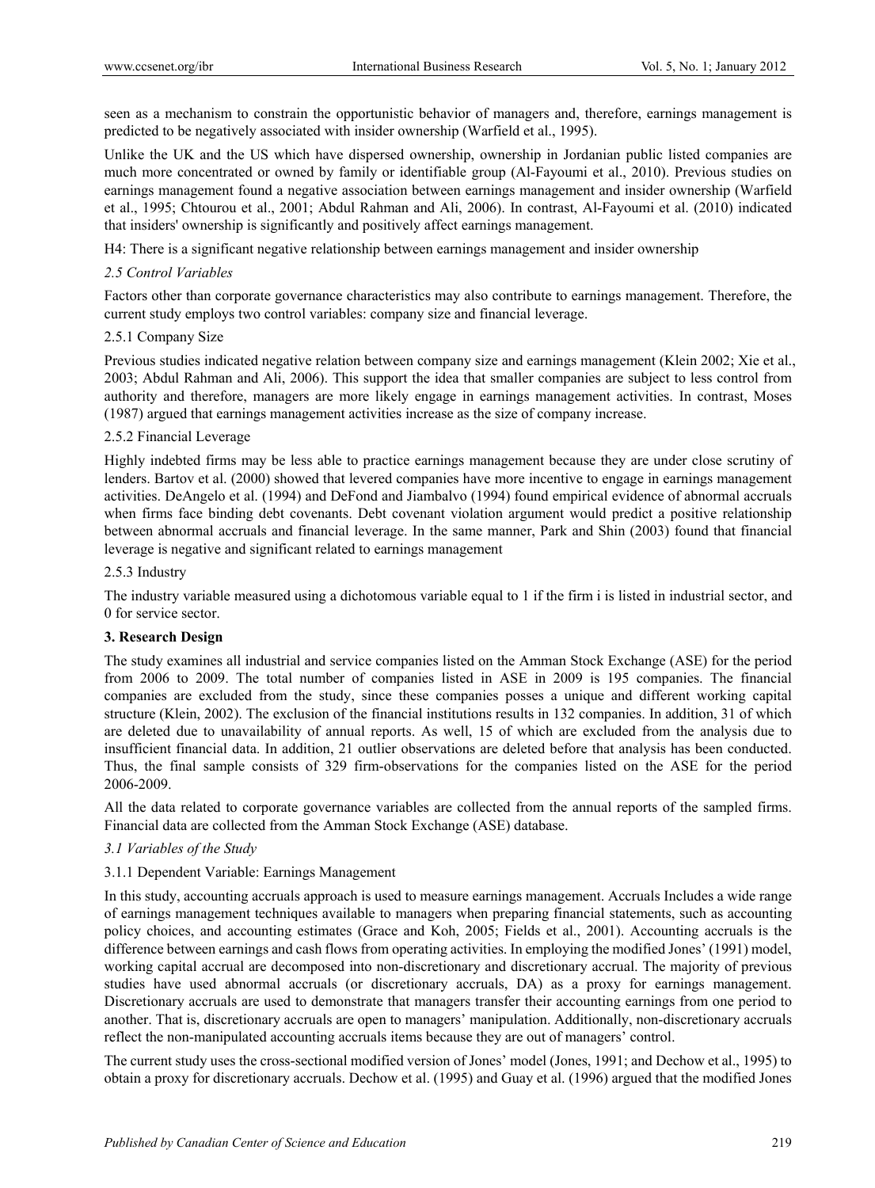seen as a mechanism to constrain the opportunistic behavior of managers and, therefore, earnings management is predicted to be negatively associated with insider ownership (Warfield et al., 1995).

Unlike the UK and the US which have dispersed ownership, ownership in Jordanian public listed companies are much more concentrated or owned by family or identifiable group (Al-Fayoumi et al., 2010). Previous studies on earnings management found a negative association between earnings management and insider ownership (Warfield et al., 1995; Chtourou et al., 2001; Abdul Rahman and Ali, 2006). In contrast, Al-Fayoumi et al. (2010) indicated that insiders' ownership is significantly and positively affect earnings management.

H4: There is a significant negative relationship between earnings management and insider ownership

### *2.5 Control Variables*

Factors other than corporate governance characteristics may also contribute to earnings management. Therefore, the current study employs two control variables: company size and financial leverage.

#### 2.5.1 Company Size

Previous studies indicated negative relation between company size and earnings management (Klein 2002; Xie et al., 2003; Abdul Rahman and Ali, 2006). This support the idea that smaller companies are subject to less control from authority and therefore, managers are more likely engage in earnings management activities. In contrast, Moses (1987) argued that earnings management activities increase as the size of company increase.

#### 2.5.2 Financial Leverage

Highly indebted firms may be less able to practice earnings management because they are under close scrutiny of lenders. Bartov et al. (2000) showed that levered companies have more incentive to engage in earnings management activities. DeAngelo et al. (1994) and DeFond and Jiambalvo (1994) found empirical evidence of abnormal accruals when firms face binding debt covenants. Debt covenant violation argument would predict a positive relationship between abnormal accruals and financial leverage. In the same manner, Park and Shin (2003) found that financial leverage is negative and significant related to earnings management

#### 2.5.3 Industry

The industry variable measured using a dichotomous variable equal to 1 if the firm i is listed in industrial sector, and 0 for service sector.

## **3. Research Design**

The study examines all industrial and service companies listed on the Amman Stock Exchange (ASE) for the period from 2006 to 2009. The total number of companies listed in ASE in 2009 is 195 companies. The financial companies are excluded from the study, since these companies posses a unique and different working capital structure (Klein, 2002). The exclusion of the financial institutions results in 132 companies. In addition, 31 of which are deleted due to unavailability of annual reports. As well, 15 of which are excluded from the analysis due to insufficient financial data. In addition, 21 outlier observations are deleted before that analysis has been conducted. Thus, the final sample consists of 329 firm-observations for the companies listed on the ASE for the period 2006-2009.

All the data related to corporate governance variables are collected from the annual reports of the sampled firms. Financial data are collected from the Amman Stock Exchange (ASE) database.

### *3.1 Variables of the Study*

#### 3.1.1 Dependent Variable: Earnings Management

In this study, accounting accruals approach is used to measure earnings management. Accruals Includes a wide range of earnings management techniques available to managers when preparing financial statements, such as accounting policy choices, and accounting estimates (Grace and Koh, 2005; Fields et al., 2001). Accounting accruals is the difference between earnings and cash flows from operating activities. In employing the modified Jones' (1991) model, working capital accrual are decomposed into non-discretionary and discretionary accrual. The majority of previous studies have used abnormal accruals (or discretionary accruals, DA) as a proxy for earnings management. Discretionary accruals are used to demonstrate that managers transfer their accounting earnings from one period to another. That is, discretionary accruals are open to managers' manipulation. Additionally, non-discretionary accruals reflect the non-manipulated accounting accruals items because they are out of managers' control.

The current study uses the cross-sectional modified version of Jones' model (Jones, 1991; and Dechow et al., 1995) to obtain a proxy for discretionary accruals. Dechow et al. (1995) and Guay et al. (1996) argued that the modified Jones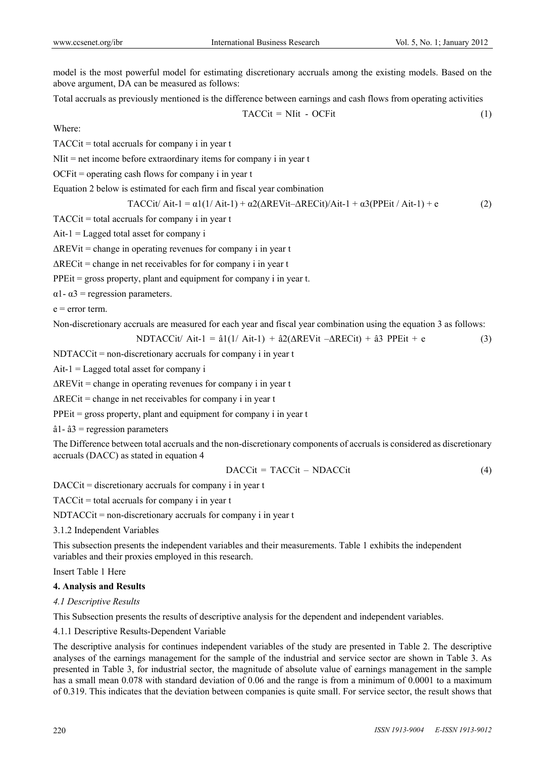model is the most powerful model for estimating discretionary accruals among the existing models. Based on the above argument, DA can be measured as follows:

Total accruals as previously mentioned is the difference between earnings and cash flows from operating activities

$$TACC_{it} = NI_{it} - OCF_{it} \quad (1)$$

Where:

$TACC_{it}$ = total accruals for company i in year t

$NI_{it}$ = net income before extraordinary items for company i in year t

$OCF_{it}$ = operating cash flows for company i in year t

Equation 2 below is estimated for each firm and fiscal year combination

$$TACC_{it}/ A_{it-1} = \alpha_1(1/ A_{it-1}) + \alpha_2(\Delta REV_{it}–\Delta REC_{it})/A_{it-1} + \alpha_3(PPE_{it} / A_{it-1}) + e \quad (2)$$

$TACC_{it}$ = total accruals for company i in year t

$A_{it-1}$ = Lagged total asset for company i

$\Delta REV_{it}$ = change in operating revenues for company i in year t

$\Delta REC_{it}$ = change in net receivables for for company i in year t

$PPE_{it}$ = gross property, plant and equipment for company i in year t.

$\alpha_1$- $\alpha_3$ = regression parameters.

e = error term.

Non-discretionary accruals are measured for each year and fiscal year combination using the equation 3 as follows:

$$NDTACC_{it}/ A_{it-1} = \hat{a}_1(1/ A_{it-1}) + \hat{a}_2(\Delta REV_{it} –\Delta REC_{it}) + \hat{a}_3 \ PPE_{it} + e \quad (3)$$

$NDTACC_{it}$ = non-discretionary accruals for company i in year t

$A_{it-1}$ = Lagged total asset for company i

$\Delta REV_{it}$ = change in operating revenues for company i in year t

$\Delta REC_{it}$ = change in net receivables for company i in year t

$PPE_{it}$ = gross property, plant and equipment for company i in year t

$\hat{a}_1$- $\hat{a}_3$ = regression parameters

The Difference between total accruals and the non-discretionary components of accruals is considered as discretionary accruals (DACC) as stated in equation 4

$$DACC_{it} = TACC_{it} – NDACC_{it} \quad (4)$$

$DACC_{it}$ = discretionary accruals for company i in year t

$TACC_{it}$ = total accruals for company i in year t

$NDTACC_{it}$ = non-discretionary accruals for company i in year t

3.1.2 Independent Variables

This subsection presents the independent variables and their measurements. Table 1 exhibits the independent variables and their proxies employed in this research.

Insert Table 1 Here

## 4. Analysis and Results

### *4.1 Descriptive Results*

This Subsection presents the results of descriptive analysis for the dependent and independent variables.

4.1.1 Descriptive Results-Dependent Variable

The descriptive analysis for continues independent variables of the study are presented in Table 2. The descriptive analyses of the earnings management for the sample of the industrial and service sector are shown in Table 3. As presented in Table 3, for industrial sector, the magnitude of absolute value of earnings management in the sample has a small mean 0.078 with standard deviation of 0.06 and the range is from a minimum of 0.0001 to a maximum of 0.319. This indicates that the deviation between companies is quite small. For service sector, the result shows that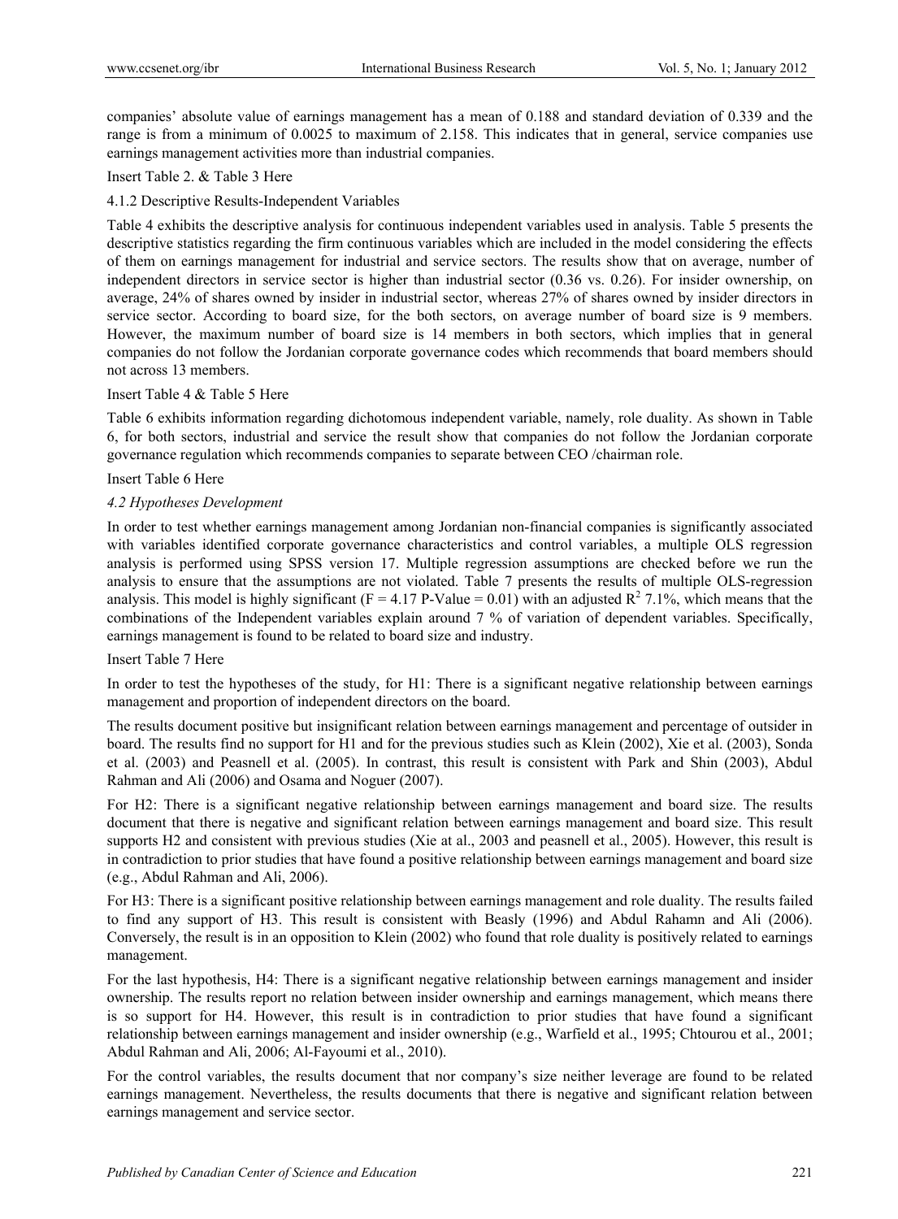companies' absolute value of earnings management has a mean of 0.188 and standard deviation of 0.339 and the range is from a minimum of 0.0025 to maximum of 2.158. This indicates that in general, service companies use earnings management activities more than industrial companies.

Insert Table 2. & Table 3 Here

#### 4.1.2 Descriptive Results-Independent Variables

Table 4 exhibits the descriptive analysis for continuous independent variables used in analysis. Table 5 presents the descriptive statistics regarding the firm continuous variables which are included in the model considering the effects of them on earnings management for industrial and service sectors. The results show that on average, number of independent directors in service sector is higher than industrial sector (0.36 vs. 0.26). For insider ownership, on average, 24% of shares owned by insider in industrial sector, whereas 27% of shares owned by insider directors in service sector. According to board size, for the both sectors, on average number of board size is 9 members. However, the maximum number of board size is 14 members in both sectors, which implies that in general companies do not follow the Jordanian corporate governance codes which recommends that board members should not across 13 members.

Insert Table 4 & Table 5 Here

Table 6 exhibits information regarding dichotomous independent variable, namely, role duality. As shown in Table 6, for both sectors, industrial and service the result show that companies do not follow the Jordanian corporate governance regulation which recommends companies to separate between CEO /chairman role.

Insert Table 6 Here

### *4.2 Hypotheses Development*

In order to test whether earnings management among Jordanian non-financial companies is significantly associated with variables identified corporate governance characteristics and control variables, a multiple OLS regression analysis is performed using SPSS version 17. Multiple regression assumptions are checked before we run the analysis to ensure that the assumptions are not violated. Table 7 presents the results of multiple OLS-regression analysis. This model is highly significant ($F = 4.17$ P-Value = 0.01) with an adjusted $R^2$ 7.1%, which means that the combinations of the Independent variables explain around 7 % of variation of dependent variables. Specifically, earnings management is found to be related to board size and industry.

Insert Table 7 Here

In order to test the hypotheses of the study, for H1: There is a significant negative relationship between earnings management and proportion of independent directors on the board.

The results document positive but insignificant relation between earnings management and percentage of outsider in board. The results find no support for H1 and for the previous studies such as Klein (2002), Xie et al. (2003), Sonda et al. (2003) and Peasnell et al. (2005). In contrast, this result is consistent with Park and Shin (2003), Abdul Rahman and Ali (2006) and Osama and Noguer (2007).

For H2: There is a significant negative relationship between earnings management and board size. The results document that there is negative and significant relation between earnings management and board size. This result supports H2 and consistent with previous studies (Xie at al., 2003 and peasnell et al., 2005). However, this result is in contradiction to prior studies that have found a positive relationship between earnings management and board size (e.g., Abdul Rahman and Ali, 2006).

For H3: There is a significant positive relationship between earnings management and role duality. The results failed to find any support of H3. This result is consistent with Beasly (1996) and Abdul Rahamn and Ali (2006). Conversely, the result is in an opposition to Klein (2002) who found that role duality is positively related to earnings management.

For the last hypothesis, H4: There is a significant negative relationship between earnings management and insider ownership. The results report no relation between insider ownership and earnings management, which means there is so support for H4. However, this result is in contradiction to prior studies that have found a significant relationship between earnings management and insider ownership (e.g., Warfield et al., 1995; Chtourou et al., 2001; Abdul Rahman and Ali, 2006; Al-Fayoumi et al., 2010).

For the control variables, the results document that nor company's size neither leverage are found to be related earnings management. Nevertheless, the results documents that there is negative and significant relation between earnings management and service sector.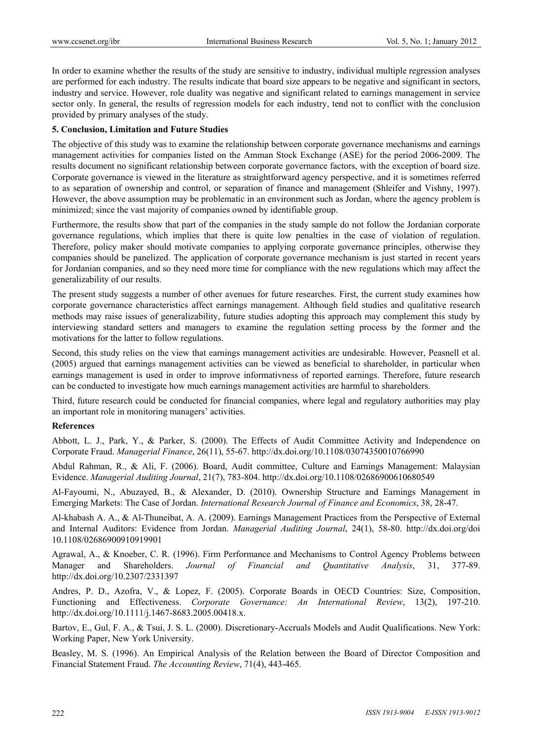In order to examine whether the results of the study are sensitive to industry, individual multiple regression analyses are performed for each industry. The results indicate that board size appears to be negative and significant in sectors, industry and service. However, role duality was negative and significant related to earnings management in service sector only. In general, the results of regression models for each industry, tend not to conflict with the conclusion provided by primary analyses of the study.

## 5. Conclusion, Limitation and Future Studies

The objective of this study was to examine the relationship between corporate governance mechanisms and earnings management activities for companies listed on the Amman Stock Exchange (ASE) for the period 2006-2009. The results document no significant relationship between corporate governance factors, with the exception of board size. Corporate governance is viewed in the literature as straightforward agency perspective, and it is sometimes referred to as separation of ownership and control, or separation of finance and management (Shleifer and Vishny, 1997). However, the above assumption may be problematic in an environment such as Jordan, where the agency problem is minimized; since the vast majority of companies owned by identifiable group.

Furthermore, the results show that part of the companies in the study sample do not follow the Jordanian corporate governance regulations, which implies that there is quite low penalties in the case of violation of regulation. Therefore, policy maker should motivate companies to applying corporate governance principles, otherwise they companies should be panelized. The application of corporate governance mechanism is just started in recent years for Jordanian companies, and so they need more time for compliance with the new regulations which may affect the generalizability of our results.

The present study suggests a number of other avenues for future researches. First, the current study examines how corporate governance characteristics affect earnings management. Although field studies and qualitative research methods may raise issues of generalizability, future studies adopting this approach may complement this study by interviewing standard setters and managers to examine the regulation setting process by the former and the motivations for the latter to follow regulations.

Second, this study relies on the view that earnings management activities are undesirable. However, Peasnell et al. (2005) argued that earnings management activities can be viewed as beneficial to shareholder, in particular when earnings management is used in order to improve informativness of reported earnings. Therefore, future research can be conducted to investigate how much earnings management activities are harmful to shareholders.

Third, future research could be conducted for financial companies, where legal and regulatory authorities may play an important role in monitoring managers' activities.

## References

Abbott, L. J., Park, Y., & Parker, S. (2000). The Effects of Audit Committee Activity and Independence on Corporate Fraud. *Managerial Finance*, 26(11), 55-67. http://dx.doi.org/10.1108/03074350010766990

Abdul Rahman, R., & Ali, F. (2006). Board, Audit committee, Culture and Earnings Management: Malaysian Evidence. *Managerial Auditing Journal*, 21(7), 783-804. http://dx.doi.org/10.1108/02686900610680549

Al-Fayoumi, N., Abuzayed, B., & Alexander, D. (2010). Ownership Structure and Earnings Management in Emerging Markets: The Case of Jordan. *International Research Journal of Finance and Economics*, 38, 28-47.

Al-khabash A. A., & Al-Thuneibat, A. A. (2009). Earnings Management Practices from the Perspective of External and Internal Auditors: Evidence from Jordan. *Managerial Auditing Journal*, 24(1), 58-80. http://dx.doi.org/doi 10.1108/02686900910919901

Agrawal, A., & Knoeber, C. R. (1996). Firm Performance and Mechanisms to Control Agency Problems between Manager and Shareholders. *Journal of Financial and Quantitative Analysis*, 31, 377-89. http://dx.doi.org/10.2307/2331397

Andres, P. D., Azofra, V., & Lopez, F. (2005). Corporate Boards in OECD Countries: Size, Composition, Functioning and Effectiveness. *Corporate Governance: An International Review*, 13(2), 197-210. http://dx.doi.org/10.1111/j.1467-8683.2005.00418.x.

Bartov, E., Gul, F. A., & Tsui, J. S. L. (2000). Discretionary-Accruals Models and Audit Qualifications. New York: Working Paper, New York University.

Beasley, M. S. (1996). An Empirical Analysis of the Relation between the Board of Director Composition and Financial Statement Fraud. *The Accounting Review*, 71(4), 443-465.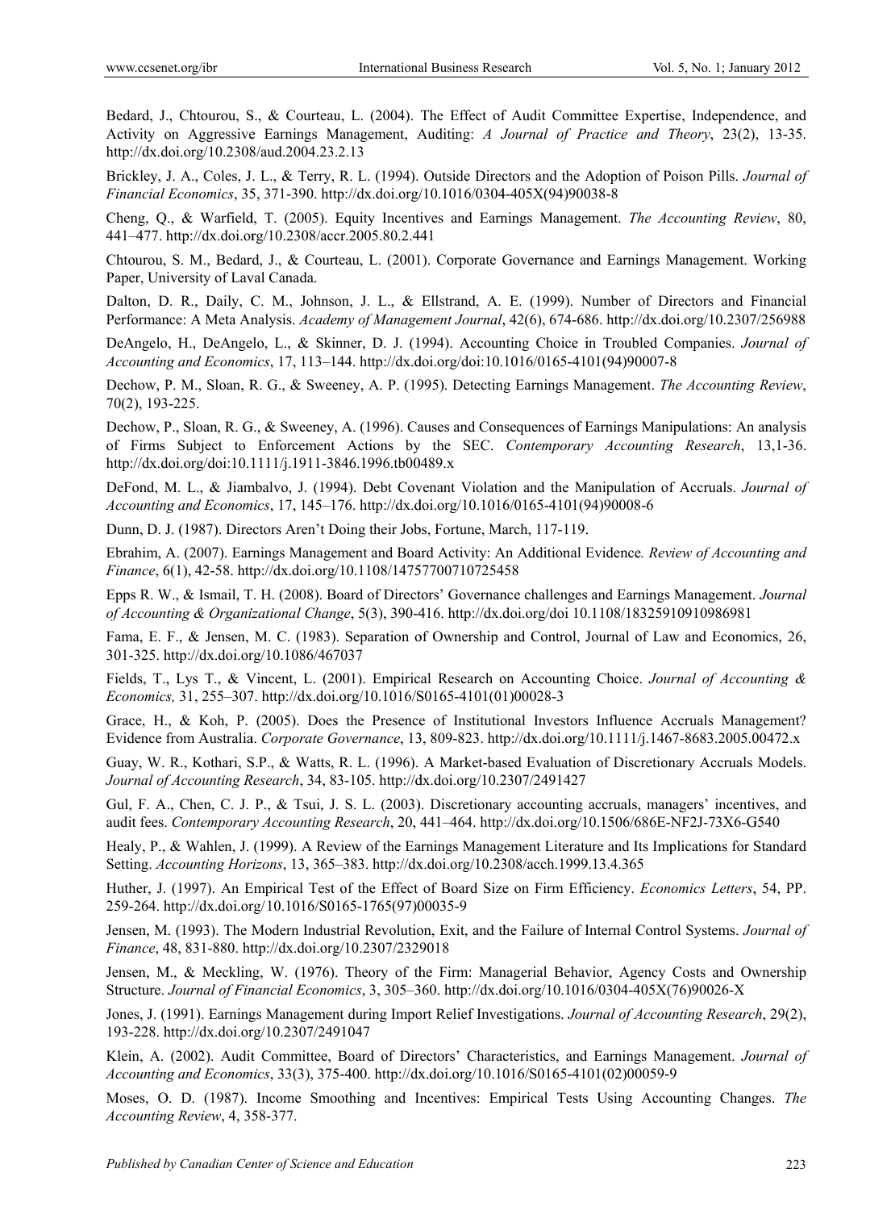Bedard, J., Chtourou, S., & Courteau, L. (2004). The Effect of Audit Committee Expertise, Independence, and Activity on Aggressive Earnings Management, Auditing: *A Journal of Practice and Theory*, 23(2), 13-35. http://dx.doi.org/10.2308/aud.2004.23.2.13

Brickley, J. A., Coles, J. L., & Terry, R. L. (1994). Outside Directors and the Adoption of Poison Pills. *Journal of Financial Economics*, 35, 371-390. http://dx.doi.org/10.1016/0304-405X(94)90038-8

Cheng, Q., & Warfield, T. (2005). Equity Incentives and Earnings Management. *The Accounting Review*, 80, 441–477. http://dx.doi.org/10.2308/accr.2005.80.2.441

Chtourou, S. M., Bedard, J., & Courteau, L. (2001). Corporate Governance and Earnings Management. Working Paper, University of Laval Canada.

Dalton, D. R., Daily, C. M., Johnson, J. L., & Ellstrand, A. E. (1999). Number of Directors and Financial Performance: A Meta Analysis. *Academy of Management Journal*, 42(6), 674-686. http://dx.doi.org/10.2307/256988

DeAngelo, H., DeAngelo, L., & Skinner, D. J. (1994). Accounting Choice in Troubled Companies. *Journal of Accounting and Economics*, 17, 113–144. http://dx.doi.org/doi:10.1016/0165-4101(94)90007-8

Dechow, P. M., Sloan, R. G., & Sweeney, A. P. (1995). Detecting Earnings Management. *The Accounting Review*, 70(2), 193-225.

Dechow, P., Sloan, R. G., & Sweeney, A. (1996). Causes and Consequences of Earnings Manipulations: An analysis of Firms Subject to Enforcement Actions by the SEC. *Contemporary Accounting Research*, 13,1-36. http://dx.doi.org/doi:10.1111/j.1911-3846.1996.tb00489.x

DeFond, M. L., & Jiambalvo, J. (1994). Debt Covenant Violation and the Manipulation of Accruals. *Journal of Accounting and Economics*, 17, 145–176. http://dx.doi.org/10.1016/0165-4101(94)90008-6

Dunn, D. J. (1987). Directors Aren't Doing their Jobs, Fortune, March, 117-119.

Ebrahim, A. (2007). Earnings Management and Board Activity: An Additional Evidence*. Review of Accounting and Finance*, 6(1), 42-58. http://dx.doi.org/10.1108/14757700710725458

Epps R. W., & Ismail, T. H. (2008). Board of Directors' Governance challenges and Earnings Management. *Journal of Accounting & Organizational Change*, 5(3), 390-416. http://dx.doi.org/doi 10.1108/18325910910986981

Fama, E. F., & Jensen, M. C. (1983). Separation of Ownership and Control, Journal of Law and Economics, 26, 301-325. http://dx.doi.org/10.1086/467037

Fields, T., Lys T., & Vincent, L. (2001). Empirical Research on Accounting Choice. *Journal of Accounting & Economics,* 31, 255–307. http://dx.doi.org/10.1016/S0165-4101(01)00028-3

Grace, H., & Koh, P. (2005). Does the Presence of Institutional Investors Influence Accruals Management? Evidence from Australia. *Corporate Governance*, 13, 809-823. http://dx.doi.org/10.1111/j.1467-8683.2005.00472.x

Guay, W. R., Kothari, S.P., & Watts, R. L. (1996). A Market-based Evaluation of Discretionary Accruals Models. *Journal of Accounting Research*, 34, 83-105. http://dx.doi.org/10.2307/2491427

Gul, F. A., Chen, C. J. P., & Tsui, J. S. L. (2003). Discretionary accounting accruals, managers' incentives, and audit fees. *Contemporary Accounting Research*, 20, 441–464. http://dx.doi.org/10.1506/686E-NF2J-73X6-G540

Healy, P., & Wahlen, J. (1999). A Review of the Earnings Management Literature and Its Implications for Standard Setting. *Accounting Horizons*, 13, 365–383. http://dx.doi.org/10.2308/acch.1999.13.4.365

Huther, J. (1997). An Empirical Test of the Effect of Board Size on Firm Efficiency. *Economics Letters*, 54, PP. 259-264. http://dx.doi.org/10.1016/S0165-1765(97)00035-9

Jensen, M. (1993). The Modern Industrial Revolution, Exit, and the Failure of Internal Control Systems. *Journal of Finance*, 48, 831-880. http://dx.doi.org/10.2307/2329018

Jensen, M., & Meckling, W. (1976). Theory of the Firm: Managerial Behavior, Agency Costs and Ownership Structure. *Journal of Financial Economics*, 3, 305–360. http://dx.doi.org/10.1016/0304-405X(76)90026-X

Jones, J. (1991). Earnings Management during Import Relief Investigations. *Journal of Accounting Research*, 29(2), 193-228. http://dx.doi.org/10.2307/2491047

Klein, A. (2002). Audit Committee, Board of Directors' Characteristics, and Earnings Management. *Journal of Accounting and Economics*, 33(3), 375-400. http://dx.doi.org/10.1016/S0165-4101(02)00059-9

Moses, O. D. (1987). Income Smoothing and Incentives: Empirical Tests Using Accounting Changes. *The Accounting Review*, 4, 358-377.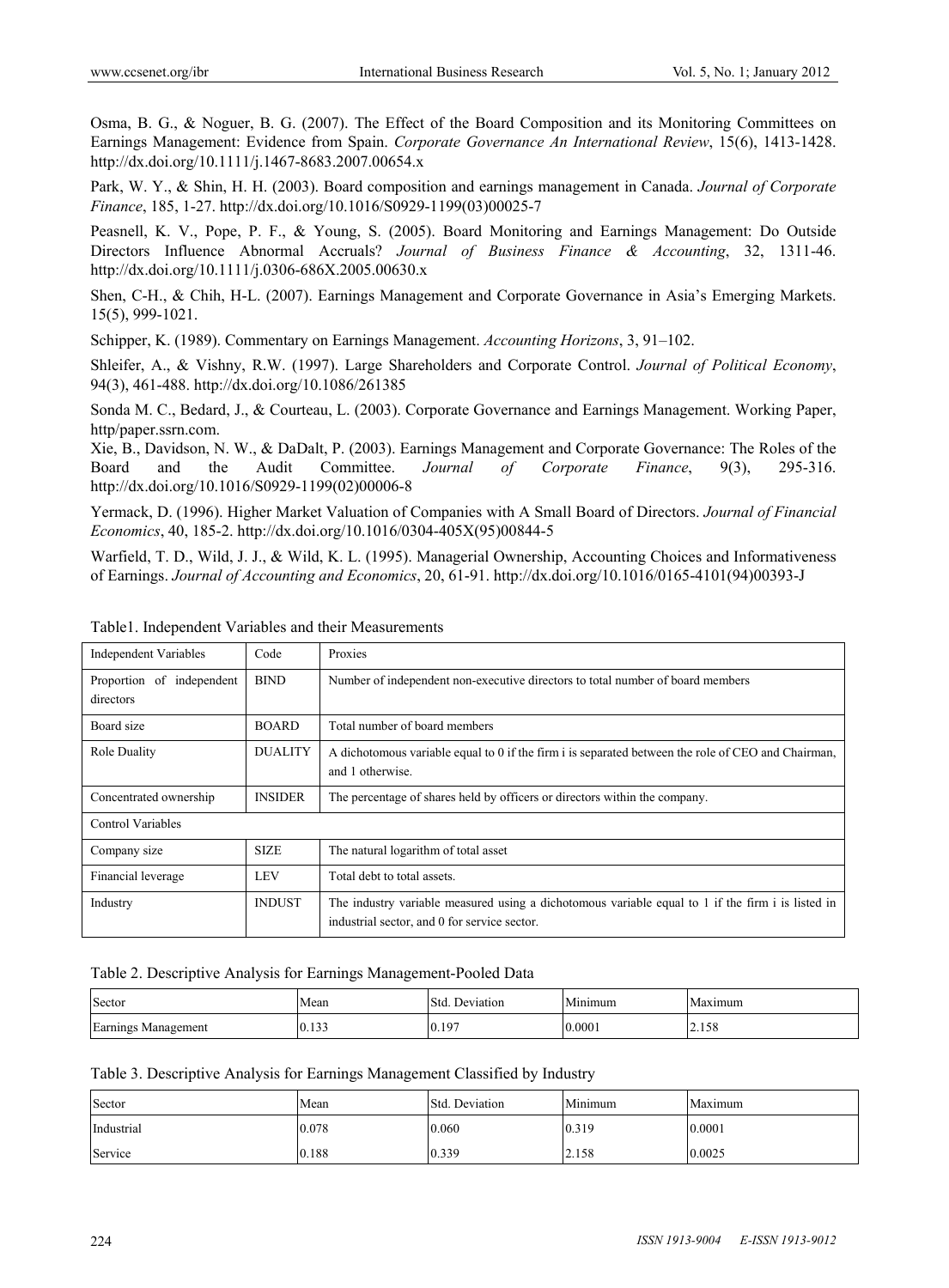Osma, B. G., & Noguer, B. G. (2007). The Effect of the Board Composition and its Monitoring Committees on Earnings Management: Evidence from Spain. *Corporate Governance An International Review*, 15(6), 1413-1428. http://dx.doi.org/10.1111/j.1467-8683.2007.00654.x

Park, W. Y., & Shin, H. H. (2003). Board composition and earnings management in Canada. *Journal of Corporate Finance*, 185, 1-27. http://dx.doi.org/10.1016/S0929-1199(03)00025-7

Peasnell, K. V., Pope, P. F., & Young, S. (2005). Board Monitoring and Earnings Management: Do Outside Directors Influence Abnormal Accruals? *Journal of Business Finance & Accounting*, 32, 1311-46. http://dx.doi.org/10.1111/j.0306-686X.2005.00630.x

Shen, C-H., & Chih, H-L. (2007). Earnings Management and Corporate Governance in Asia's Emerging Markets. 15(5), 999-1021.

Schipper, K. (1989). Commentary on Earnings Management. *Accounting Horizons*, 3, 91–102.

Shleifer, A., & Vishny, R.W. (1997). Large Shareholders and Corporate Control. *Journal of Political Economy*, 94(3), 461-488. http://dx.doi.org/10.1086/261385

Sonda M. C., Bedard, J., & Courteau, L. (2003). Corporate Governance and Earnings Management. Working Paper, http/paper.ssrn.com.

Xie, B., Davidson, N. W., & DaDalt, P. (2003). Earnings Management and Corporate Governance: The Roles of the Board and the Audit Committee. *Journal of Corporate Finance*, 9(3), 295-316. http://dx.doi.org/10.1016/S0929-1199(02)00006-8

Yermack, D. (1996). Higher Market Valuation of Companies with A Small Board of Directors. *Journal of Financial Economics*, 40, 185-2. http://dx.doi.org/10.1016/0304-405X(95)00844-5

Warfield, T. D., Wild, J. J., & Wild, K. L. (1995). Managerial Ownership, Accounting Choices and Informativeness of Earnings. *Journal of Accounting and Economics*, 20, 61-91. http://dx.doi.org/10.1016/0165-4101(94)00393-J

Table1. Independent Variables and their Measurements

| Independent Variables | Code | Proxies |
|---|---|---|
| Proportion of independent directors | BIND | Number of independent non-executive directors to total number of board members |
| Board size | BOARD | Total number of board members |
| Role Duality | DUALITY | A dichotomous variable equal to 0 if the firm i is separated between the role of CEO and Chairman, and 1 otherwise. |
| Concentrated ownership | INSIDER | The percentage of shares held by officers or directors within the company. |
| Control Variables | | |
| Company size | SIZE | The natural logarithm of total asset |
| Financial leverage | LEV | Total debt to total assets. |
| Industry | INDUST | The industry variable measured using a dichotomous variable equal to 1 if the firm i is listed in industrial sector, and 0 for service sector. |

Table 2. Descriptive Analysis for Earnings Management-Pooled Data

| Sector | Mean | Std. Deviation | Minimum | Maximum |
|---|---|---|---|---|
| Earnings Management | 0.133 | 0.197 | 0.0001 | 2.158 |

Table 3. Descriptive Analysis for Earnings Management Classified by Industry

| Sector | Mean | Std. Deviation | Minimum | Maximum |
|---|---|---|---|---|
| Industrial | 0.078 | 0.060 | 0.319 | 0.0001 |
| Service | 0.188 | 0.339 | 2.158 | 0.0025 |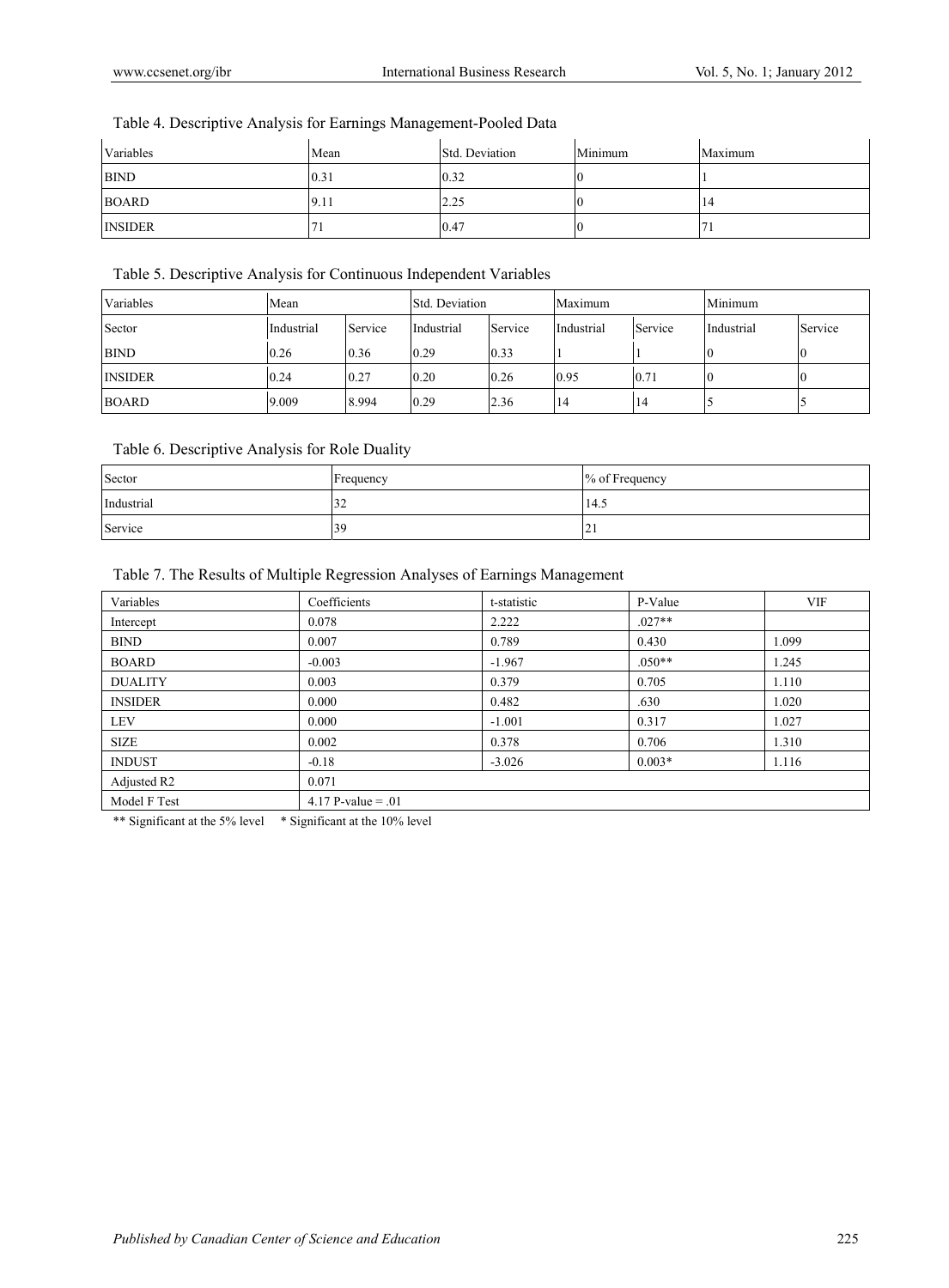Table 4. Descriptive Analysis for Earnings Management-Pooled Data

| Variables | Mean | Std. Deviation | Minimum | Maximum |
|---|---|---|---|---|
| BIND | 0.31 | 0.32 | 0 | 1 |
| BOARD | 9.11 | 2.25 | 0 | 14 |
| INSIDER | 71 | 0.47 | 0 | 71 |

Table 5. Descriptive Analysis for Continuous Independent Variables

| Variables | Mean | | Std. Deviation | | Maximum | | Minimum | |
|---|---|---|---|---|---|---|---|---|
| Sector | Industrial | Service | Industrial | Service | Industrial | Service | Industrial | Service |
| BIND | 0.26 | 0.36 | 0.29 | 0.33 | 1 | 1 | 0 | 0 |
| INSIDER | 0.24 | 0.27 | 0.20 | 0.26 | 0.95 | 0.71 | 0 | 0 |
| BOARD | 9.009 | 8.994 | 0.29 | 2.36 | 14 | 14 | 5 | 5 |

Table 6. Descriptive Analysis for Role Duality

| Sector | Frequency | % of Frequency |
|---|---|---|
| Industrial | 32 | 14.5 |
| Service | 39 | 21 |

Table 7. The Results of Multiple Regression Analyses of Earnings Management

| Variables | Coefficients | t-statistic | P-Value | VIF |
|---|---|---|---|---|
| Intercept | 0.078 | 2.222 | .027** | |
| BIND | 0.007 | 0.789 | 0.430 | 1.099 |
| BOARD | -0.003 | -1.967 | .050** | 1.245 |
| DUALITY | 0.003 | 0.379 | 0.705 | 1.110 |
| INSIDER | 0.000 | 0.482 | .630 | 1.020 |
| LEV | 0.000 | -1.001 | 0.317 | 1.027 |
| SIZE | 0.002 | 0.378 | 0.706 | 1.310 |
| INDUST | -0.18 | -3.026 | 0.003* | 1.116 |
| Adjusted R2 | 0.071 | | | |
| Model F Test | 4.17 P-value = .01 | | | |

** Significant at the 5% level &nbsp;&nbsp; * Significant at the 10% level